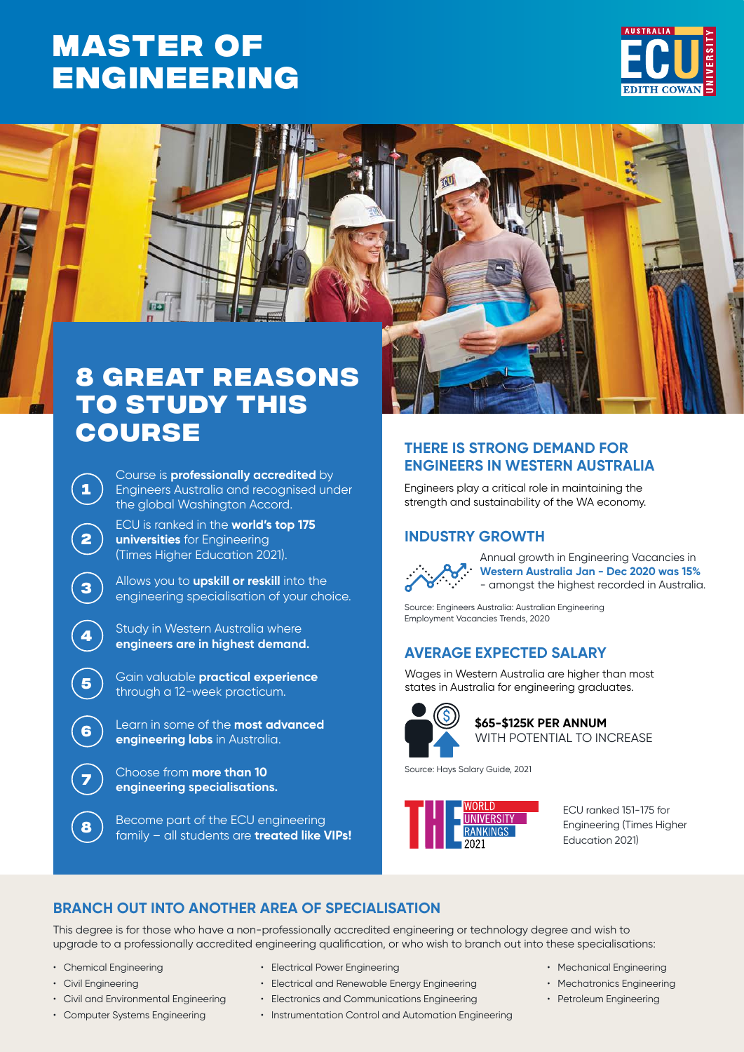# MASTER OF ENGINEERING

## 8 GREAT REASONS TO STUDY THIS COURSE

1. Course is **professionally accredited** by Engineers Australia and recognised under the global Washington Accord.
2. ECU is ranked in the **world's top 175 universities** for Engineering (Times Higher Education 2021).
3. Allows you to **upskill or reskill** into the engineering specialisation of your choice.
4. Study in Western Australia where **engineers are in highest demand.**
5. Gain valuable **practical experience** through a 12-week practicum.
6. Learn in some of the **most advanced engineering labs** in Australia.
7. Choose from **more than 10 engineering specialisations.**
8. Become part of the ECU engineering family – all students are **treated like VIPs!**

## THERE IS STRONG DEMAND FOR ENGINEERS IN WESTERN AUSTRALIA

Engineers play a critical role in maintaining the strength and sustainability of the WA economy.

### INDUSTRY GROWTH

Annual growth in Engineering Vacancies in **Western Australia Jan - Dec 2020 was 15%** - amongst the highest recorded in Australia.

Source: Engineers Australia: Australian Engineering Employment Vacancies Trends, 2020

### AVERAGE EXPECTED SALARY

Wages in Western Australia are higher than most states in Australia for engineering graduates.

**$65-$125K PER ANNUM**
WITH POTENTIAL TO INCREASE

Source: Hays Salary Guide, 2021

THE WORLD UNIVERSITY RANKINGS 2021

ECU ranked 151-175 for Engineering (Times Higher Education 2021)

## BRANCH OUT INTO ANOTHER AREA OF SPECIALISATION

This degree is for those who have a non-professionally accredited engineering or technology degree and wish to upgrade to a professionally accredited engineering qualification, or who wish to branch out into these specialisations:

- Chemical Engineering
- Civil Engineering
- Civil and Environmental Engineering
- Computer Systems Engineering
- Electrical Power Engineering
- Electrical and Renewable Energy Engineering
- Electronics and Communications Engineering
- Instrumentation Control and Automation Engineering
- Mechanical Engineering
- Mechatronics Engineering
- Petroleum Engineering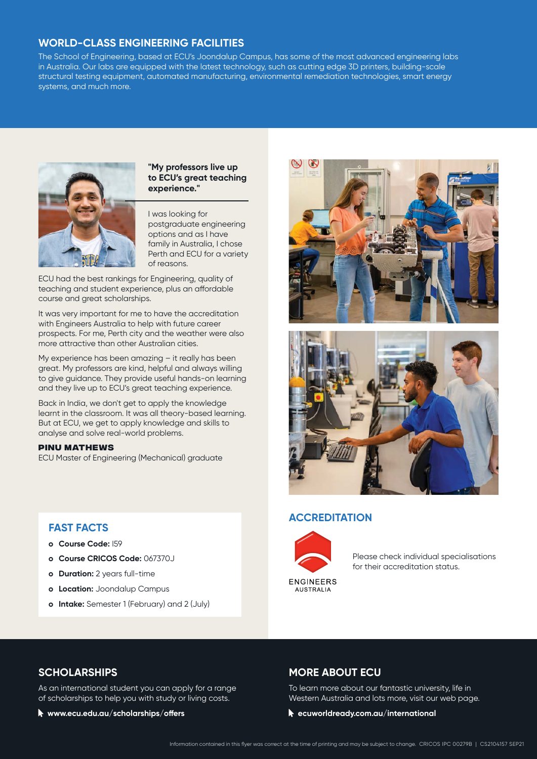## WORLD-CLASS ENGINEERING FACILITIES

The School of Engineering, based at ECU's Joondalup Campus, has some of the most advanced engineering labs in Australia. Our labs are equipped with the latest technology, such as cutting edge 3D printers, building-scale structural testing equipment, automated manufacturing, environmental remediation technologies, smart energy systems, and much more.

**"My professors live up to ECU's great teaching experience."**

I was looking for postgraduate engineering options and as I have family in Australia, I chose Perth and ECU for a variety of reasons.

ECU had the best rankings for Engineering, quality of teaching and student experience, plus an affordable course and great scholarships.

It was very important for me to have the accreditation with Engineers Australia to help with future career prospects. For me, Perth city and the weather were also more attractive than other Australian cities.

My experience has been amazing – it really has been great. My professors are kind, helpful and always willing to give guidance. They provide useful hands-on learning and they live up to ECU's great teaching experience.

Back in India, we don't get to apply the knowledge learnt in the classroom. It was all theory-based learning. But at ECU, we get to apply knowledge and skills to analyse and solve real-world problems.

**PINU MATHEWS**
ECU Master of Engineering (Mechanical) graduate

### FAST FACTS

- **Course Code:** I59
- **Course CRICOS Code:** 067370J
- **Duration:** 2 years full-time
- **Location:** Joondalup Campus
- **Intake:** Semester 1 (February) and 2 (July)

### ACCREDITATION

ENGINEERS AUSTRALIA

Please check individual specialisations for their accreditation status.

## SCHOLARSHIPS

As an international student you can apply for a range of scholarships to help you with study or living costs.

**www.ecu.edu.au/scholarships/offers**

## MORE ABOUT ECU

To learn more about our fantastic university, life in Western Australia and lots more, visit our web page.

**ecuworldready.com.au/international**

Information contained in this flyer was correct at the time of printing and may be subject to change. CRICOS IPC 00279B | CS2104157 SEP21